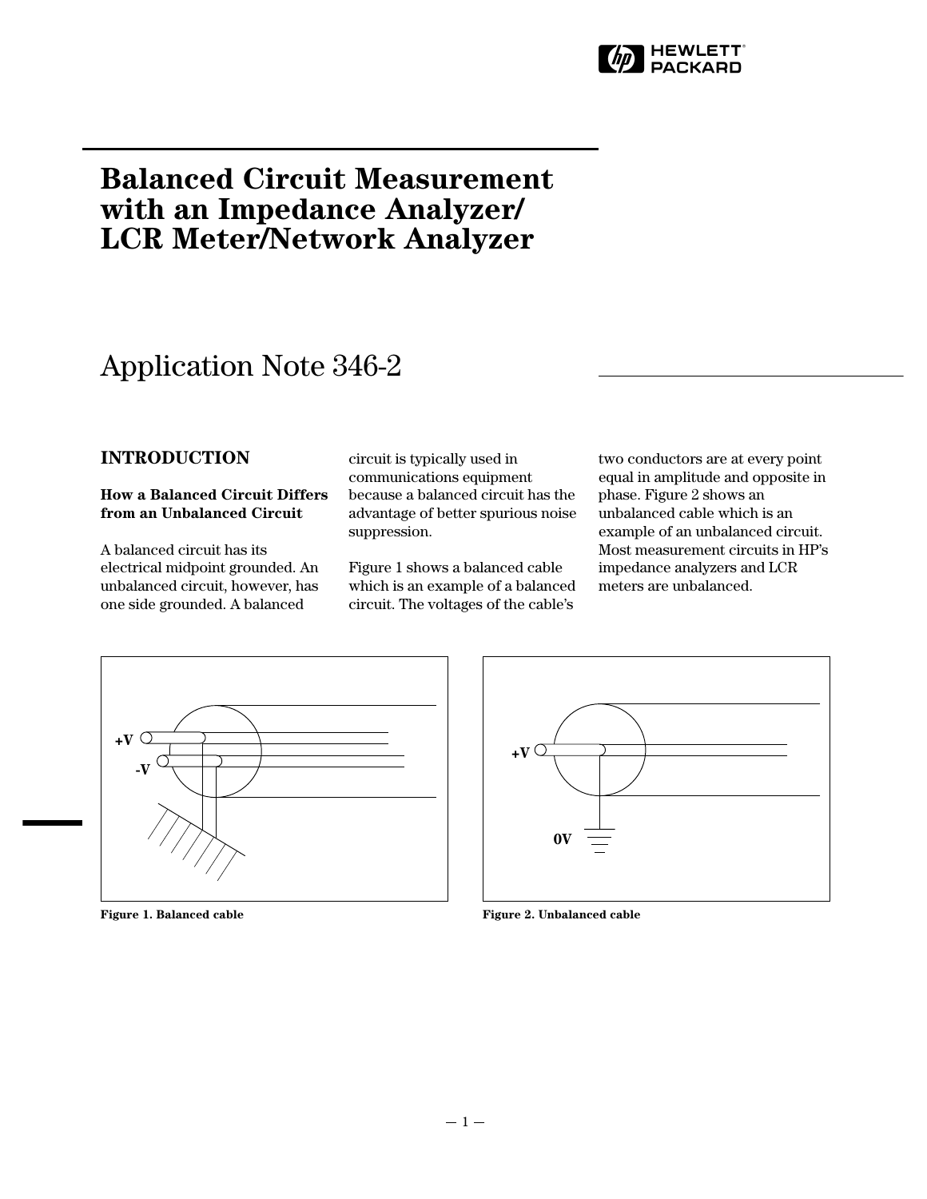# Balanced Circuit Measurement with an Impedance Analyzer/ LCR Meter/Network Analyzer

## Application Note 346-2

### INTRODUCTION

#### How a Balanced Circuit Differs from an Unbalanced Circuit

A balanced circuit has its electrical midpoint grounded. An unbalanced circuit, however, has one side grounded. A balanced circuit is typically used in communications equipment because a balanced circuit has the advantage of better spurious noise suppression.

Figure 1 shows a balanced cable which is an example of a balanced circuit. The voltages of the cable's two conductors are at every point equal in amplitude and opposite in phase. Figure 2 shows an unbalanced cable which is an example of an unbalanced circuit. Most measurement circuits in HP's impedance analyzers and LCR meters are unbalanced.

**Figure 1. Balanced cable**

**Figure 2. Unbalanced cable**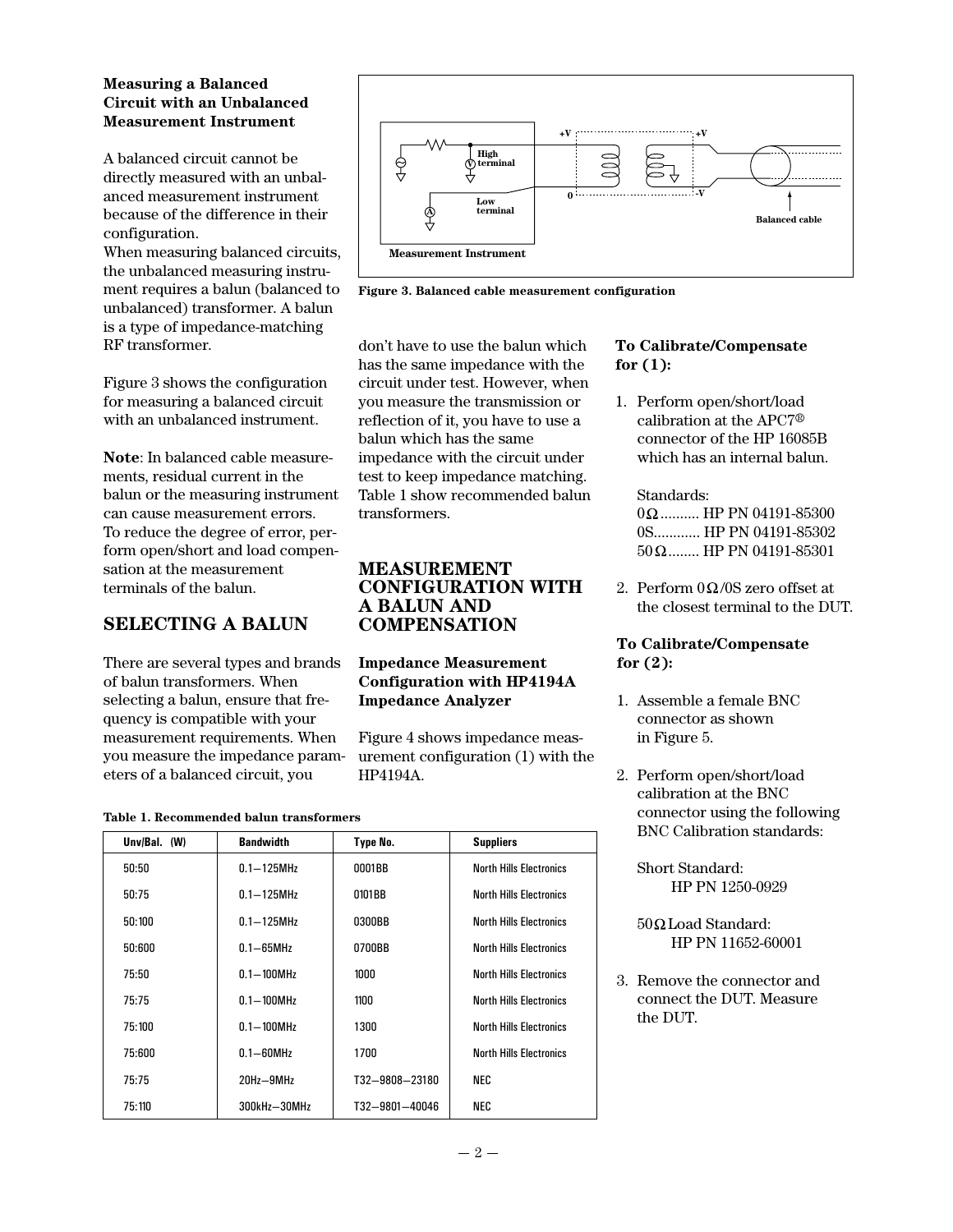### Measuring a Balanced Circuit with an Unbalanced Measurement Instrument

A balanced circuit cannot be directly measured with an unbalanced measurement instrument because of the difference in their configuration.
When measuring balanced circuits, the unbalanced measuring instrument requires a balun (balanced to unbalanced) transformer. A balun is a type of impedance-matching RF transformer.

Figure 3 shows the configuration for measuring a balanced circuit with an unbalanced instrument.

**Note**: In balanced cable measurements, residual current in the balun or the measuring instrument can cause measurement errors. To reduce the degree of error, perform open/short and load compensation at the measurement terminals of the balun.

Figure 3. Balanced cable measurement configuration

## SELECTING A BALUN

There are several types and brands of balun transformers. When selecting a balun, ensure that frequency is compatible with your measurement requirements. When you measure the impedance parameters of a balanced circuit, you don't have to use the balun which has the same impedance with the circuit under test. However, when you measure the transmission or reflection of it, you have to use a balun which has the same impedance with the circuit under test to keep impedance matching. Table 1 show recommended balun transformers.

Table 1. Recommended balun transformers

| Unv/Bal. (W) | Bandwidth | Type No. | Suppliers |
|---|---|---|---|
| 50:50 | 0.1—125MHz | 0001BB | North Hills Electronics |
| 50:75 | 0.1—125MHz | 0101BB | North Hills Electronics |
| 50:100 | 0.1—125MHz | 0300BB | North Hills Electronics |
| 50:600 | 0.1—65MHz | 0700BB | North Hills Electronics |
| 75:50 | 0.1—100MHz | 1000 | North Hills Electronics |
| 75:75 | 0.1—100MHz | 1100 | North Hills Electronics |
| 75:100 | 0.1—100MHz | 1300 | North Hills Electronics |
| 75:600 | 0.1—60MHz | 1700 | North Hills Electronics |
| 75:75 | 20Hz—9MHz | T32—9808—23180 | NEC |
| 75:110 | 300kHz—30MHz | T32—9801—40046 | NEC |

## MEASUREMENT CONFIGURATION WITH A BALUN AND COMPENSATION

### Impedance Measurement Configuration with HP4194A Impedance Analyzer

Figure 4 shows impedance measurement configuration (1) with the HP4194A.

**To Calibrate/Compensate for (1):**

1. Perform open/short/load calibration at the APC7® connector of the HP 16085B which has an internal balun.

   Standards:
   0Ω.......... HP PN 04191-85300
   0S............ HP PN 04191-85302
   50Ω........ HP PN 04191-85301

2. Perform 0Ω/0S zero offset at the closest terminal to the DUT.

**To Calibrate/Compensate for (2):**

1. Assemble a female BNC connector as shown in Figure 5.

2. Perform open/short/load calibration at the BNC connector using the following BNC Calibration standards:

   Short Standard:
   HP PN 1250-0929

   50Ω Load Standard:
   HP PN 11652-60001

3. Remove the connector and connect the DUT. Measure the DUT.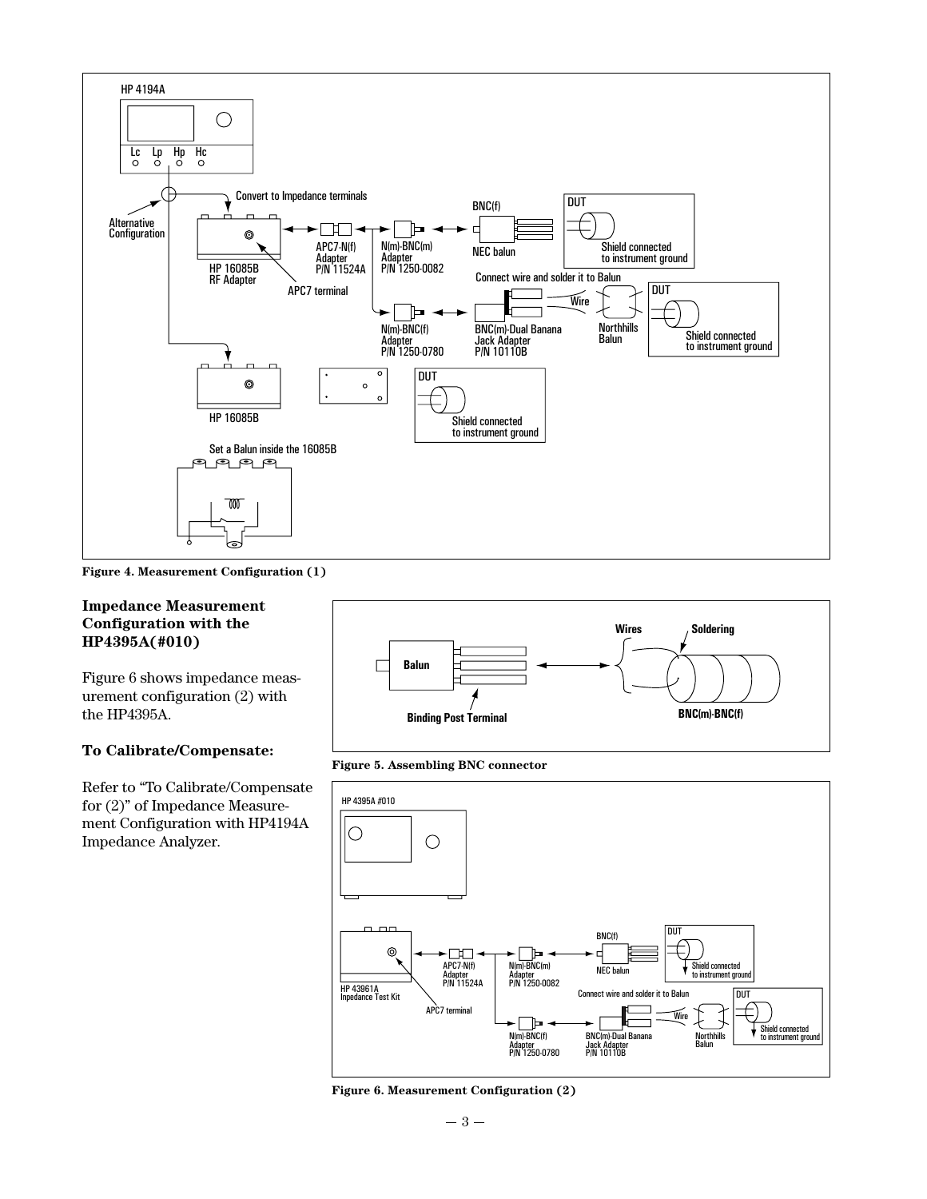Figure 4. Measurement Configuration (1)

**Impedance Measurement Configuration with the HP4395A(#010)**

Figure 6 shows impedance measurement configuration (2) with the HP4395A.

**To Calibrate/Compensate:**

Refer to “To Calibrate/Compensate for (2)” of Impedance Measurement Configuration with HP4194A Impedance Analyzer.

Figure 5. Assembling BNC connector

Figure 6. Measurement Configuration (2)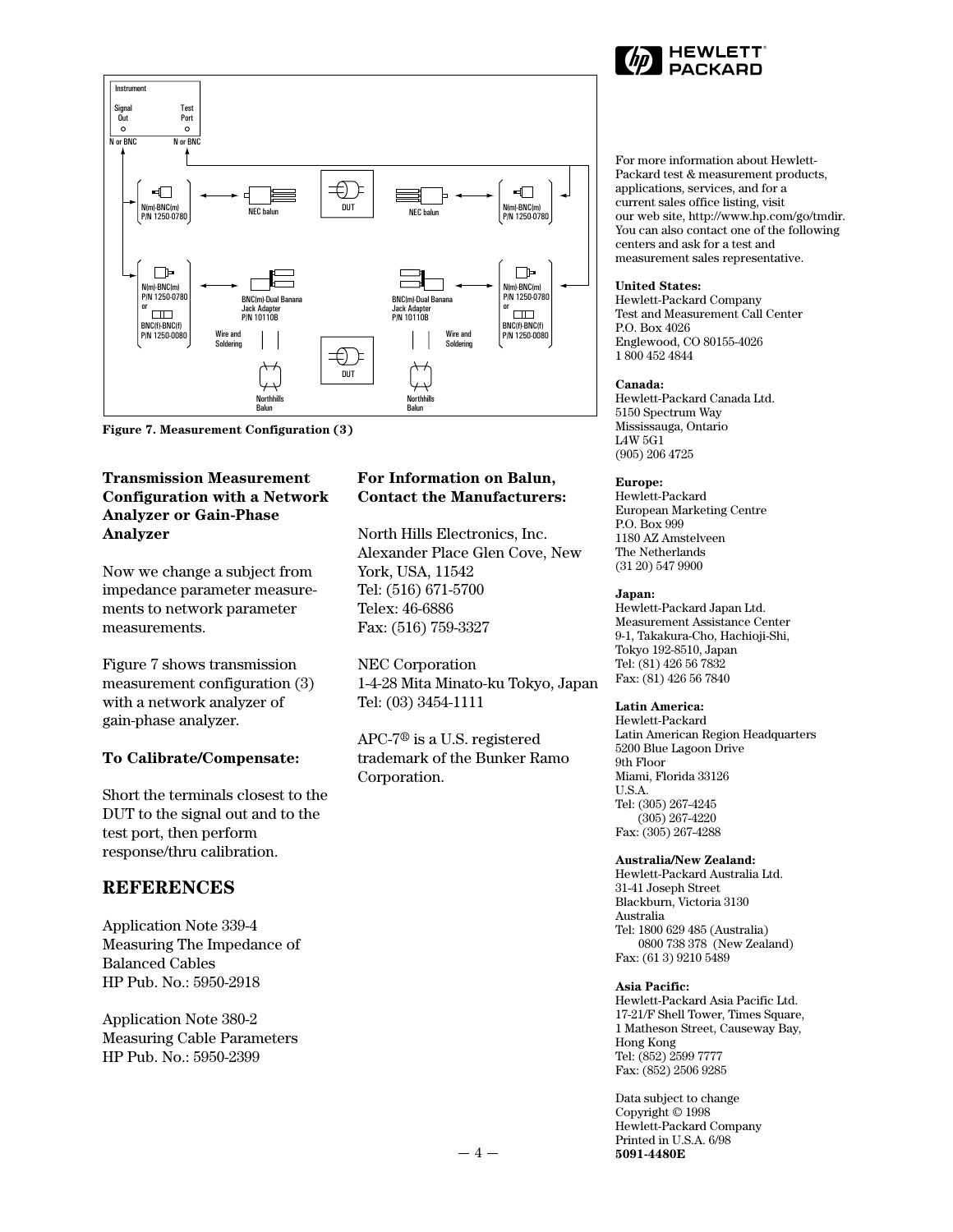Instrument
Signal Out
Test Port
N or BNC
N or BNC
N(m)-BNC(m) P/N 1250-0780
NEC balun
DUT
NEC balun
N(m)-BNC(m) P/N 1250-0780
N(m)-BNC(m) P/N 1250-0780 or BNC(f)-BNC(f) P/N 1250-0080
BNC(m)-Dual Banana Jack Adapter P/N 10110B
Wire and Soldering
DUT
BNC(m)-Dual Banana Jack Adapter P/N 10110B
Wire and Soldering
N(m)-BNC(m) P/N 1250-0780 or BNC(f)-BNC(f) P/N 1250-0080
Northhills Balun
Northhills Balun

**Figure 7. Measurement Configuration (3)**

### Transmission Measurement Configuration with a Network Analyzer or Gain-Phase Analyzer

Now we change a subject from impedance parameter measurements to network parameter measurements.

Figure 7 shows transmission measurement configuration (3) with a network analyzer of gain-phase analyzer.

### To Calibrate/Compensate:

Short the terminals closest to the DUT to the signal out and to the test port, then perform response/thru calibration.

## REFERENCES

Application Note 339-4
Measuring The Impedance of Balanced Cables
HP Pub. No.: 5950-2918

Application Note 380-2
Measuring Cable Parameters
HP Pub. No.: 5950-2399

### For Information on Balun, Contact the Manufacturers:

North Hills Electronics, Inc.
Alexander Place Glen Cove, New York, USA, 11542
Tel: (516) 671-5700
Telex: 46-6886
Fax: (516) 759-3327

NEC Corporation
1-4-28 Mita Minato-ku Tokyo, Japan
Tel: (03) 3454-1111

APC-7® is a U.S. registered trademark of the Bunker Ramo Corporation.

For more information about Hewlett-Packard test & measurement products, applications, services, and for a current sales office listing, visit our web site, http://www.hp.com/go/tmdir. You can also contact one of the following centers and ask for a test and measurement sales representative.

**United States:**
Hewlett-Packard Company
Test and Measurement Call Center
P.O. Box 4026
Englewood, CO 80155-4026
1 800 452 4844

**Canada:**
Hewlett-Packard Canada Ltd.
5150 Spectrum Way
Mississauga, Ontario
L4W 5G1
(905) 206 4725

**Europe:**
Hewlett-Packard
European Marketing Centre
P.O. Box 999
1180 AZ Amstelveen
The Netherlands
(31 20) 547 9900

**Japan:**
Hewlett-Packard Japan Ltd.
Measurement Assistance Center
9-1, Takakura-Cho, Hachioji-Shi,
Tokyo 192-8510, Japan
Tel: (81) 426 56 7832
Fax: (81) 426 56 7840

**Latin America:**
Hewlett-Packard
Latin American Region Headquarters
5200 Blue Lagoon Drive
9th Floor
Miami, Florida 33126
U.S.A.
Tel: (305) 267-4245
(305) 267-4220
Fax: (305) 267-4288

**Australia/New Zealand:**
Hewlett-Packard Australia Ltd.
31-41 Joseph Street
Blackburn, Victoria 3130
Australia
Tel: 1800 629 485 (Australia)
0800 738 378 (New Zealand)
Fax: (61 3) 9210 5489

**Asia Pacific:**
Hewlett-Packard Asia Pacific Ltd.
17-21/F Shell Tower, Times Square,
1 Matheson Street, Causeway Bay,
Hong Kong
Tel: (852) 2599 7777
Fax: (852) 2506 9285

Data subject to change
Copyright © 1998
Hewlett-Packard Company
Printed in U.S.A. 6/98
**5091-4480E**